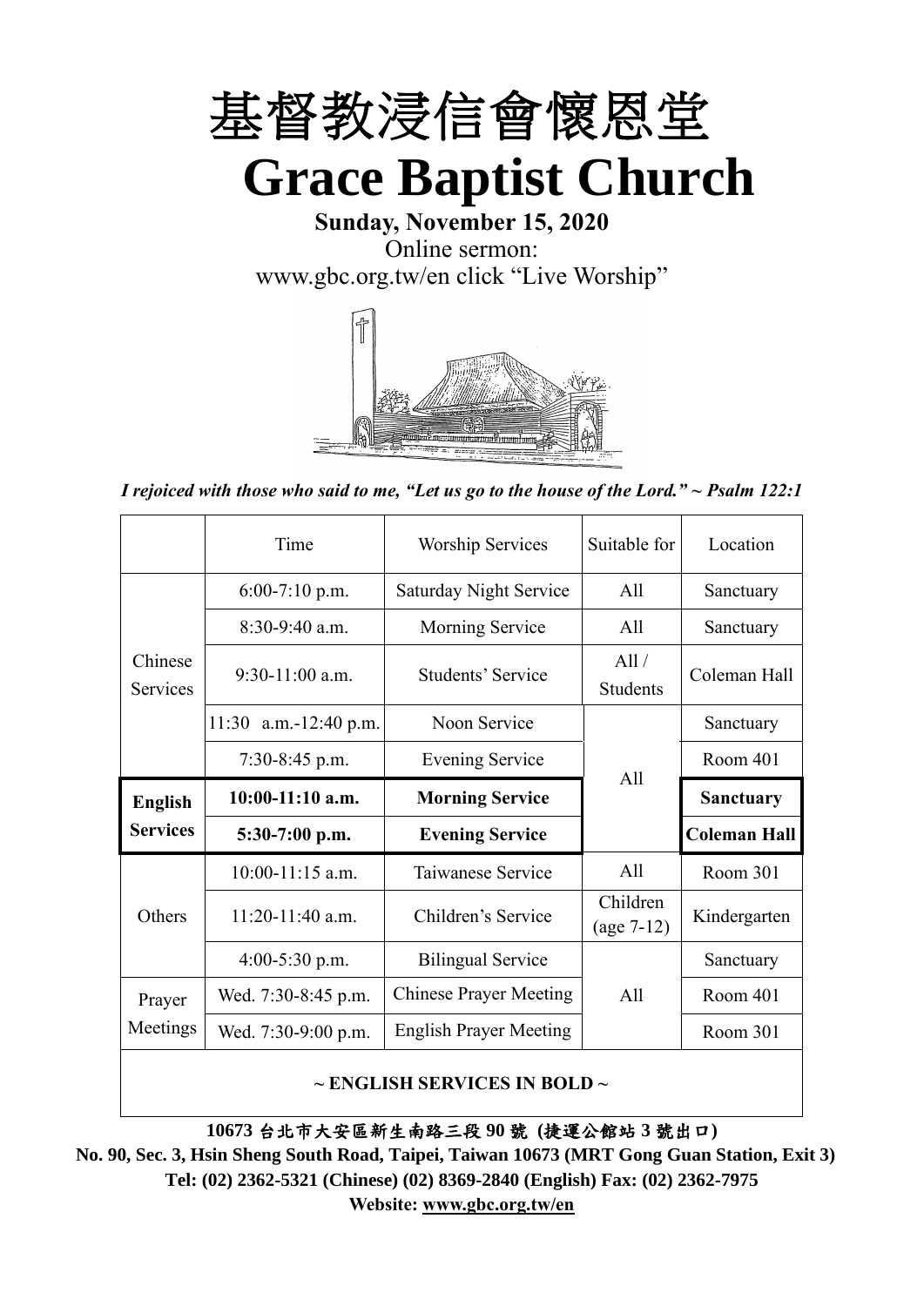# 基督教浸信會懷恩堂

# Grace Baptist Church

**Sunday, November 15, 2020**

Online sermon:

www.gbc.org.tw/en click "Live Worship"

*I rejoiced with those who said to me, "Let us go to the house of the Lord." ~ Psalm 122:1*

| | Time | Worship Services | Suitable for | Location |
|---|---|---|---|---|
| Chinese Services | 6:00-7:10 p.m. | Saturday Night Service | All | Sanctuary |
| | 8:30-9:40 a.m. | Morning Service | All | Sanctuary |
| | 9:30-11:00 a.m. | Students' Service | All / Students | Coleman Hall |
| | 11:30 a.m.-12:40 p.m. | Noon Service | All | Sanctuary |
| | 7:30-8:45 p.m. | Evening Service | | Room 401 |
| **English Services** | **10:00-11:10 a.m.** | **Morning Service** | | **Sanctuary** |
| | **5:30-7:00 p.m.** | **Evening Service** | | **Coleman Hall** |
| Others | 10:00-11:15 a.m. | Taiwanese Service | All | Room 301 |
| | 11:20-11:40 a.m. | Children's Service | Children (age 7-12) | Kindergarten |
| | 4:00-5:30 p.m. | Bilingual Service | All | Sanctuary |
| Prayer Meetings | Wed. 7:30-8:45 p.m. | Chinese Prayer Meeting | | Room 401 |
| | Wed. 7:30-9:00 p.m. | English Prayer Meeting | | Room 301 |

**~ ENGLISH SERVICES IN BOLD ~**

**10673 台北市大安區新生南路三段 90 號 (捷運公館站 3 號出口)**

**No. 90, Sec. 3, Hsin Sheng South Road, Taipei, Taiwan 10673 (MRT Gong Guan Station, Exit 3)**

**Tel: (02) 2362-5321 (Chinese) (02) 8369-2840 (English) Fax: (02) 2362-7975**

**Website: www.gbc.org.tw/en**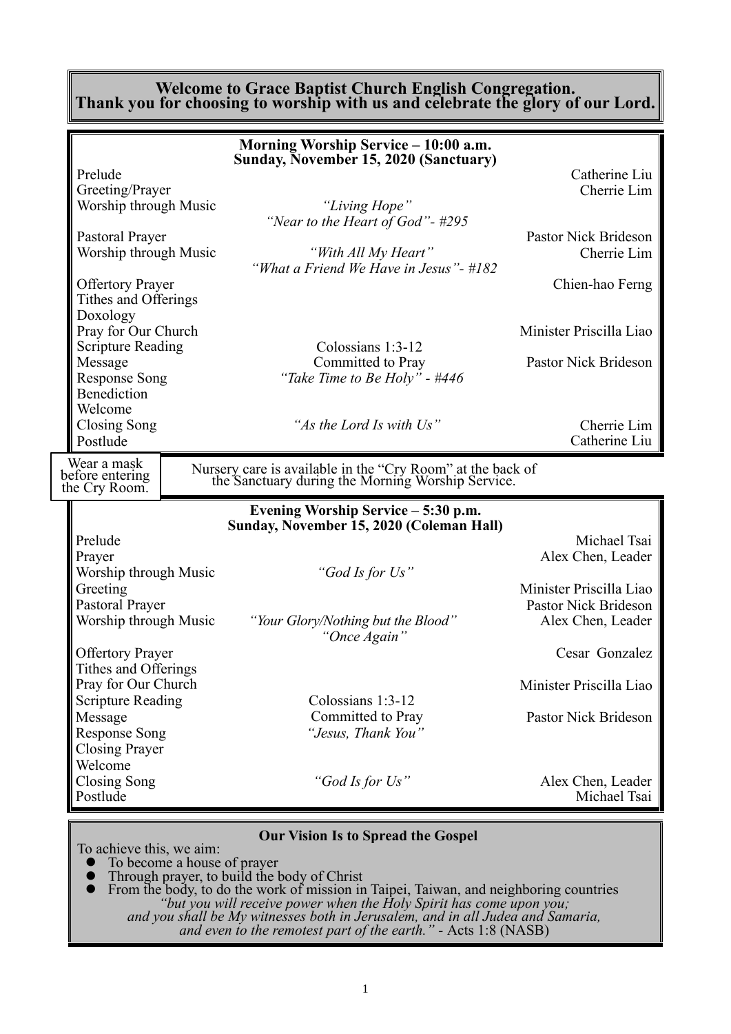# Welcome to Grace Baptist Church English Congregation.
# Thank you for choosing to worship with us and celebrate the glory of our Lord.

## Morning Worship Service – 10:00 a.m.
### Sunday, November 15, 2020 (Sanctuary)

| | | |
|---|---|---|
| Prelude | | Catherine Liu |
| Greeting/Prayer | | Cherrie Lim |
| Worship through Music | *"Living Hope"* *"Near to the Heart of God"- #295* | |
| Pastoral Prayer | | Pastor Nick Brideson |
| Worship through Music | *"With All My Heart"* *"What a Friend We Have in Jesus"- #182* | Cherrie Lim |
| Offertory Prayer | | Chien-hao Ferng |
| Tithes and Offerings | | |
| Doxology | | |
| Pray for Our Church | | Minister Priscilla Liao |
| Scripture Reading | Colossians 1:3-12 | |
| Message | Committed to Pray | Pastor Nick Brideson |
| Response Song | *"Take Time to Be Holy" - #446* | |
| Benediction | | |
| Welcome | | |
| Closing Song | *"As the Lord Is with Us"* | Cherrie Lim |
| Postlude | | Catherine Liu |

Wear a mask before entering the Cry Room.

Nursery care is available in the "Cry Room" at the back of the Sanctuary during the Morning Worship Service.

## Evening Worship Service – 5:30 p.m.
### Sunday, November 15, 2020 (Coleman Hall)

| | | |
|---|---|---|
| Prelude | | Michael Tsai |
| Prayer | | Alex Chen, Leader |
| Worship through Music | *"God Is for Us"* | |
| Greeting | | Minister Priscilla Liao |
| Pastoral Prayer | | Pastor Nick Brideson |
| Worship through Music | *"Your Glory/Nothing but the Blood"* *"Once Again"* | Alex Chen, Leader |
| Offertory Prayer | | Cesar Gonzalez |
| Tithes and Offerings | | |
| Pray for Our Church | | Minister Priscilla Liao |
| Scripture Reading | Colossians 1:3-12 | |
| Message | Committed to Pray | Pastor Nick Brideson |
| Response Song | *"Jesus, Thank You"* | |
| Closing Prayer | | |
| Welcome | | |
| Closing Song | *"God Is for Us"* | Alex Chen, Leader |
| Postlude | | Michael Tsai |

## Our Vision Is to Spread the Gospel

To achieve this, we aim:

- To become a house of prayer
- Through prayer, to build the body of Christ
- From the body, to do the work of mission in Taipei, Taiwan, and neighboring countries

*"but you will receive power when the Holy Spirit has come upon you; and you shall be My witnesses both in Jerusalem, and in all Judea and Samaria, and even to the remotest part of the earth."* - Acts 1:8 (NASB)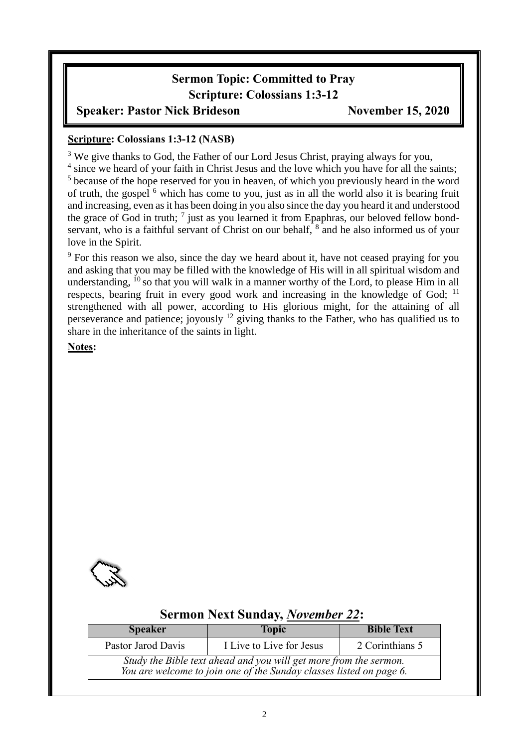# Sermon Topic: Committed to Pray
## Scripture: Colossians 1:3-12

**Speaker: Pastor Nick Brideson** **November 15, 2020**

**Scripture: Colossians 1:3-12 (NASB)**

[3] We give thanks to God, the Father of our Lord Jesus Christ, praying always for you,
[4] since we heard of your faith in Christ Jesus and the love which you have for all the saints;
[5] because of the hope reserved for you in heaven, of which you previously heard in the word of truth, the gospel [6] which has come to you, just as in all the world also it is bearing fruit and increasing, even as it has been doing in you also since the day you heard it and understood the grace of God in truth; [7] just as you learned it from Epaphras, our beloved fellow bond-servant, who is a faithful servant of Christ on our behalf, [8] and he also informed us of your love in the Spirit.

[9] For this reason we also, since the day we heard about it, have not ceased praying for you and asking that you may be filled with the knowledge of His will in all spiritual wisdom and understanding, [10] so that you will walk in a manner worthy of the Lord, to please Him in all respects, bearing fruit in every good work and increasing in the knowledge of God; [11] strengthened with all power, according to His glorious might, for the attaining of all perseverance and patience; joyously [12] giving thanks to the Father, who has qualified us to share in the inheritance of the saints in light.

**Notes:**

## Sermon Next Sunday, *November 22*:

| Speaker | Topic | Bible Text |
|---|---|---|
| Pastor Jarod Davis | I Live to Live for Jesus | 2 Corinthians 5 |
| *Study the Bible text ahead and you will get more from the sermon. You are welcome to join one of the Sunday classes listed on page 6.* | | |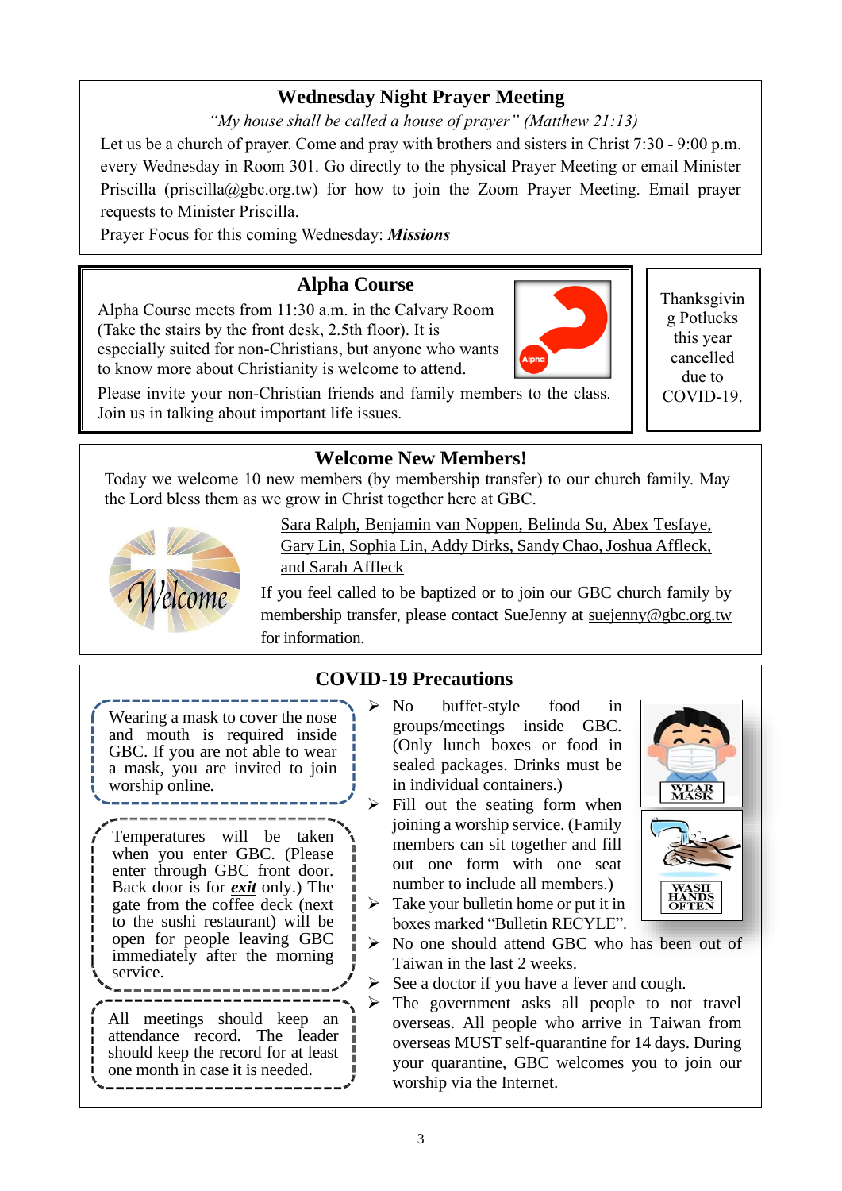## Wednesday Night Prayer Meeting

*"My house shall be called a house of prayer" (Matthew 21:13)*

Let us be a church of prayer. Come and pray with brothers and sisters in Christ 7:30 - 9:00 p.m. every Wednesday in Room 301. Go directly to the physical Prayer Meeting or email Minister Priscilla (priscilla@gbc.org.tw) for how to join the Zoom Prayer Meeting. Email prayer requests to Minister Priscilla.

Prayer Focus for this coming Wednesday: ***Missions***

## Alpha Course

Alpha Course meets from 11:30 a.m. in the Calvary Room (Take the stairs by the front desk, 2.5th floor). It is especially suited for non-Christians, but anyone who wants to know more about Christianity is welcome to attend.

Please invite your non-Christian friends and family members to the class. Join us in talking about important life issues.

Thanksgiving Potlucks this year cancelled due to COVID-19.

## Welcome New Members!

Today we welcome 10 new members (by membership transfer) to our church family. May the Lord bless them as we grow in Christ together here at GBC.

Sara Ralph, Benjamin van Noppen, Belinda Su, Abex Tesfaye, Gary Lin, Sophia Lin, Addy Dirks, Sandy Chao, Joshua Affleck, and Sarah Affleck

If you feel called to be baptized or to join our GBC church family by membership transfer, please contact SueJenny at suejenny@gbc.org.tw for information.

## COVID-19 Precautions

Wearing a mask to cover the nose and mouth is required inside GBC. If you are not able to wear a mask, you are invited to join worship online.

Temperatures will be taken when you enter GBC. (Please enter through GBC front door. Back door is for ***exit*** only.) The gate from the coffee deck (next to the sushi restaurant) will be open for people leaving GBC immediately after the morning service.

All meetings should keep an attendance record. The leader should keep the record for at least one month in case it is needed.

- No buffet-style food in groups/meetings inside GBC. (Only lunch boxes or food in sealed packages. Drinks must be in individual containers.)
- Fill out the seating form when joining a worship service. (Family members can sit together and fill out one form with one seat number to include all members.)
- Take your bulletin home or put it in boxes marked "Bulletin RECYLE".
- No one should attend GBC who has been out of Taiwan in the last 2 weeks.
- See a doctor if you have a fever and cough.
- The government asks all people to not travel overseas. All people who arrive in Taiwan from overseas MUST self-quarantine for 14 days. During your quarantine, GBC welcomes you to join our worship via the Internet.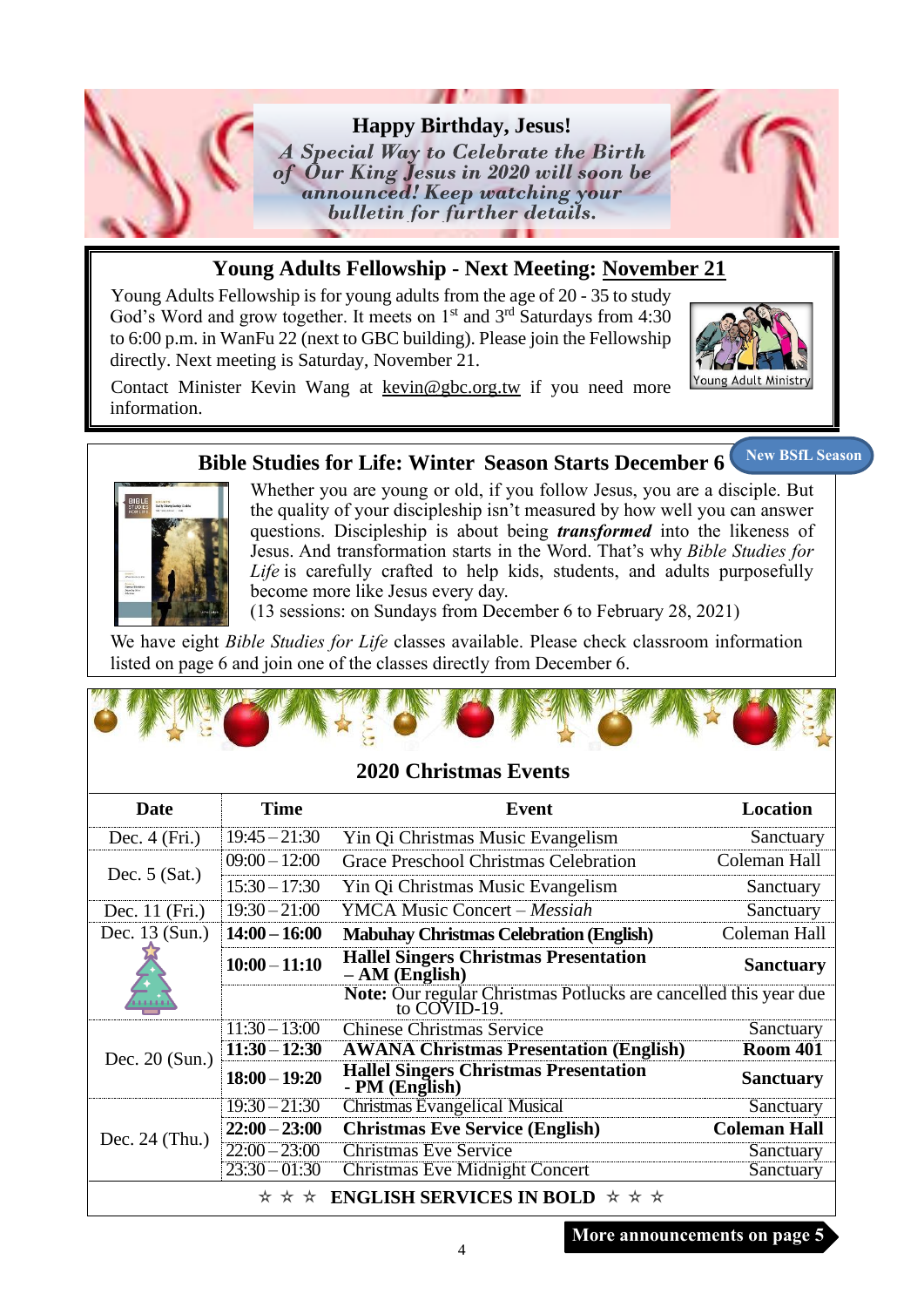## Happy Birthday, Jesus!

*A Special Way to Celebrate the Birth of Our King Jesus in 2020 will soon be announced! Keep watching your bulletin for further details.*

## Young Adults Fellowship - Next Meeting: November 21

Young Adults Fellowship is for young adults from the age of 20 - 35 to study God's Word and grow together. It meets on 1st and 3rd Saturdays from 4:30 to 6:00 p.m. in WanFu 22 (next to GBC building). Please join the Fellowship directly. Next meeting is Saturday, November 21.

Young Adult Ministry

Contact Minister Kevin Wang at kevin@gbc.org.tw if you need more information.

## Bible Studies for Life: Winter Season Starts December 6

**New BSfL Season**

Whether you are young or old, if you follow Jesus, you are a disciple. But the quality of your discipleship isn't measured by how well you can answer questions. Discipleship is about being ***transformed*** into the likeness of Jesus. And transformation starts in the Word. That's why *Bible Studies for Life* is carefully crafted to help kids, students, and adults purposefully become more like Jesus every day.
(13 sessions: on Sundays from December 6 to February 28, 2021)

We have eight *Bible Studies for Life* classes available. Please check classroom information listed on page 6 and join one of the classes directly from December 6.

## 2020 Christmas Events

| Date | Time | Event | Location |
|---|---|---|---|
| Dec. 4 (Fri.) | 19:45 – 21:30 | Yin Qi Christmas Music Evangelism | Sanctuary |
| Dec. 5 (Sat.) | 09:00 – 12:00 | Grace Preschool Christmas Celebration | Coleman Hall |
| | 15:30 – 17:30 | Yin Qi Christmas Music Evangelism | Sanctuary |
| Dec. 11 (Fri.) | 19:30 – 21:00 | YMCA Music Concert – *Messiah* | Sanctuary |
| Dec. 13 (Sun.) | **14:00 – 16:00** | **Mabuhay Christmas Celebration (English)** | Coleman Hall |
| | **10:00 – 11:10** | **Hallel Singers Christmas Presentation – AM (English)** | **Sanctuary** |
| | | **Note:** Our regular Christmas Potlucks are cancelled this year due to COVID-19. | |
| Dec. 20 (Sun.) | 11:30 – 13:00 | Chinese Christmas Service | Sanctuary |
| | **11:30 – 12:30** | **AWANA Christmas Presentation (English)** | **Room 401** |
| | **18:00 – 19:20** | **Hallel Singers Christmas Presentation - PM (English)** | **Sanctuary** |
| Dec. 24 (Thu.) | 19:30 – 21:30 | Christmas Evangelical Musical | Sanctuary |
| | **22:00 – 23:00** | **Christmas Eve Service (English)** | **Coleman Hall** |
| | 22:00 – 23:00 | Christmas Eve Service | Sanctuary |
| | 23:30 – 01:30 | Christmas Eve Midnight Concert | Sanctuary |

☆ ☆ ☆ **ENGLISH SERVICES IN BOLD** ☆ ☆ ☆

**More announcements on page 5**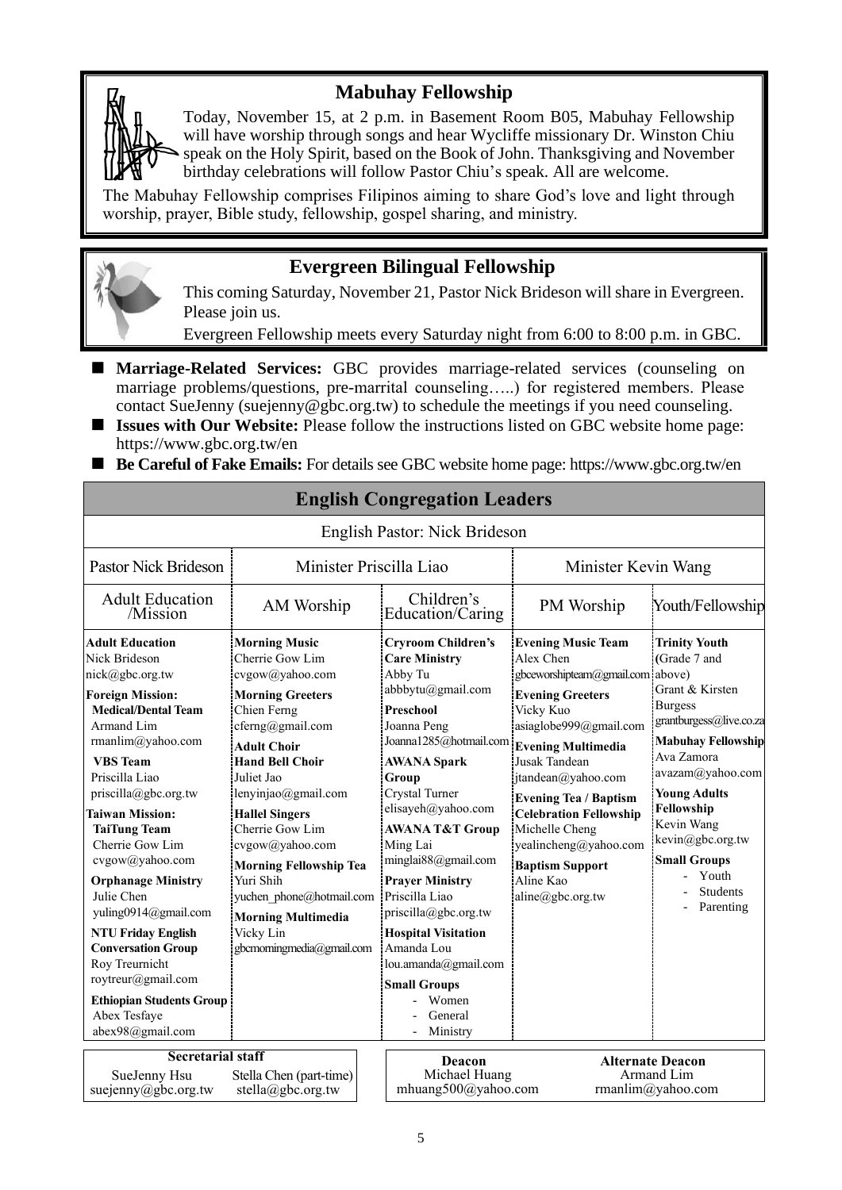## Mabuhay Fellowship

Today, November 15, at 2 p.m. in Basement Room B05, Mabuhay Fellowship will have worship through songs and hear Wycliffe missionary Dr. Winston Chiu speak on the Holy Spirit, based on the Book of John. Thanksgiving and November birthday celebrations will follow Pastor Chiu's speak. All are welcome.

The Mabuhay Fellowship comprises Filipinos aiming to share God's love and light through worship, prayer, Bible study, fellowship, gospel sharing, and ministry.

## Evergreen Bilingual Fellowship

This coming Saturday, November 21, Pastor Nick Brideson will share in Evergreen. Please join us.

Evergreen Fellowship meets every Saturday night from 6:00 to 8:00 p.m. in GBC.

- **Marriage-Related Services:** GBC provides marriage-related services (counseling on marriage problems/questions, pre-marrital counseling…..) for registered members. Please contact SueJenny (suejenny@gbc.org.tw) to schedule the meetings if you need counseling.
- **Issues with Our Website:** Please follow the instructions listed on GBC website home page: https://www.gbc.org.tw/en
- **Be Careful of Fake Emails:** For details see GBC website home page: https://www.gbc.org.tw/en

## English Congregation Leaders

English Pastor: Nick Brideson

| Pastor Nick Brideson | Minister Priscilla Liao | | Minister Kevin Wang | |
|---|---|---|---|---|
| Adult Education /Mission | AM Worship | Children's Education/Caring | PM Worship | Youth/Fellowship |
| **Adult Education** Nick Brideson nick@gbc.org.tw<br>**Foreign Mission:**<br>**Medical/Dental Team** Armand Lim rmanlim@yahoo.com<br>**VBS Team** Priscilla Liao priscilla@gbc.org.tw<br>**Taiwan Mission:**<br>**TaiTung Team** Cherrie Gow Lim cvgow@yahoo.com<br>**Orphanage Ministry** Julie Chen yuling0914@gmail.com<br>**NTU Friday English Conversation Group** Roy Treurnicht roytreur@gmail.com<br>**Ethiopian Students Group** Abex Tesfaye abex98@gmail.com | **Morning Music** Cherrie Gow Lim cvgow@yahoo.com<br>**Morning Greeters** Chien Ferng cferng@gmail.com<br>**Adult Choir**<br>**Hand Bell Choir** Juliet Jao lenyinjao@gmail.com<br>**Hallel Singers** Cherrie Gow Lim cvgow@yahoo.com<br>**Morning Fellowship Tea** Yuri Shih yuchen_phone@hotmail.com<br>**Morning Multimedia** Vicky Lin gbcmorningmedia@gmail.com | **Cryroom Children's Care Ministry** Abby Tu abbbytu@gmail.com<br>**Preschool** Joanna Peng Joanna1285@hotmail.com<br>**AWANA Spark Group** Crystal Turner elisayeh@yahoo.com<br>**AWANA T&T Group** Ming Lai minglai88@gmail.com<br>**Prayer Ministry** Priscilla Liao priscilla@gbc.org.tw<br>**Hospital Visitation** Amanda Lou lou.amanda@gmail.com<br>**Small Groups**<br>- Women<br>- General<br>- Ministry | **Evening Music Team** Alex Chen gbceworshipteam@gmail.com<br>**Evening Greeters** Vicky Kuo asiaglobe999@gmail.com<br>**Evening Multimedia** Jusak Tandean jtandean@yahoo.com<br>**Evening Tea / Baptism Celebration Fellowship** Michelle Cheng yealincheng@yahoo.com<br>**Baptism Support** Aline Kao aline@gbc.org.tw | **Trinity Youth** (Grade 7 and above) Grant & Kirsten Burgess grantburgess@live.co.za<br>**Mabuhay Fellowship** Ava Zamora avazam@yahoo.com<br>**Young Adults Fellowship** Kevin Wang kevin@gbc.org.tw<br>**Small Groups**<br>- Youth<br>- Students<br>- Parenting |

| Secretarial staff | |
|---|---|
| SueJenny Hsu suejenny@gbc.org.tw | Stella Chen (part-time) stella@gbc.org.tw |

| Deacon | Alternate Deacon |
|---|---|
| Michael Huang mhuang500@yahoo.com | Armand Lim rmanlim@yahoo.com |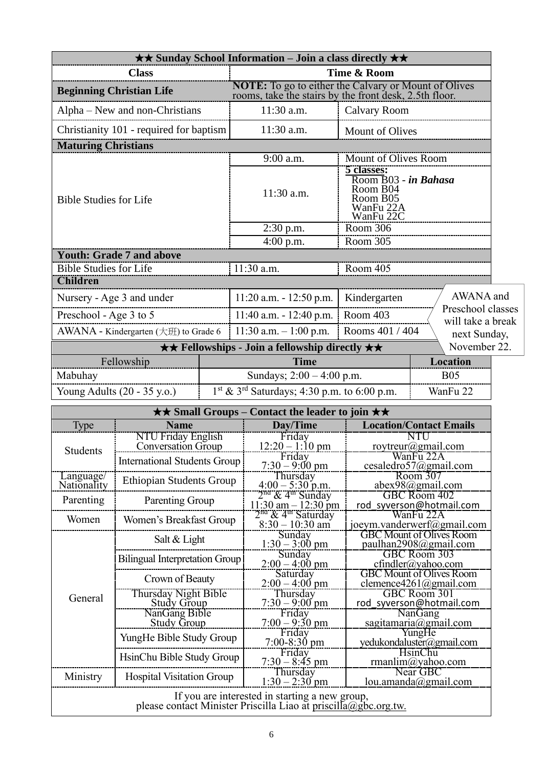## ★★ Sunday School Information – Join a class directly ★★

| Class | Time & Room | |
|---|---|---|
| **Beginning Christian Life** | **NOTE:** To go to either the Calvary or Mount of Olives rooms, take the stairs by the front desk, 2.5th floor. | |
| Alpha – New and non-Christians | 11:30 a.m. | Calvary Room |
| Christianity 101 - required for baptism | 11:30 a.m. | Mount of Olives |
| **Maturing Christians** | | |
| Bible Studies for Life | 9:00 a.m. | Mount of Olives Room |
| | 11:30 a.m. | **5 classes:** Room B03 - ***in Bahasa***; Room B04; Room B05; WanFu 22A; WanFu 22C |
| | 2:30 p.m. | Room 306 |
| | 4:00 p.m. | Room 305 |
| **Youth: Grade 7 and above** | | |
| Bible Studies for Life | 11:30 a.m. | Room 405 |
| **Children** | | |
| Nursery - Age 3 and under | 11:20 a.m. - 12:50 p.m. | Kindergarten |
| Preschool - Age 3 to 5 | 11:40 a.m. - 12:40 p.m. | Room 403 |
| AWANA - Kindergarten (大班) to Grade 6 | 11:30 a.m. – 1:00 p.m. | Rooms 401 / 404 |

AWANA and Preschool classes will take a break next Sunday, November 22.

## ★★ Fellowships - Join a fellowship directly ★★

| Fellowship | Time | Location |
|---|---|---|
| Mabuhay | Sundays; 2:00 – 4:00 p.m. | B05 |
| Young Adults (20 - 35 y.o.) | 1st & 3rd Saturdays; 4:30 p.m. to 6:00 p.m. | WanFu 22 |

## ★★ Small Groups – Contact the leader to join ★★

| Type | Name | Day/Time | Location/Contact Emails |
|---|---|---|---|
| Students | NTU Friday English Conversation Group | Friday 12:20 – 1:10 pm | NTU roytreur@gmail.com |
| | International Students Group | Friday 7:30 – 9:00 pm | WanFu 22A cesaledro57@gmail.com |
| Language/ Nationality | Ethiopian Students Group | Thursday 4:00 – 5:30 p.m. | Room 307 abex98@gmail.com |
| Parenting | Parenting Group | 2nd & 4th Sunday 11:30 am – 12:30 pm | GBC Room 402 rod_syverson@hotmail.com |
| Women | Women's Breakfast Group | 2nd & 4th Saturday 8:30 – 10:30 am | WanFu 22A joeym.vanderwerf@gmail.com |
| General | Salt & Light | Sunday 1:30 – 3:00 pm | GBC Mount of Olives Room paulhan2908@gmail.com |
| | Bilingual Interpretation Group | Sunday 2:00 – 4:00 pm | GBC Room 303 cfindler@yahoo.com |
| | Crown of Beauty | Saturday 2:00 – 4:00 pm | GBC Mount of Olives Room clemence4261@gmail.com |
| | Thursday Night Bible Study Group | Thursday 7:30 – 9:00 pm | GBC Room 301 rod_syverson@hotmail.com |
| | NanGang Bible Study Group | Friday 7:00 – 9:30 pm | NanGang sagitamaria@gmail.com |
| | YungHe Bible Study Group | Friday 7:00-8:30 pm | YungHe yedukondaluster@gmail.com |
| | HsinChu Bible Study Group | Friday 7:30 – 8:45 pm | HsinChu rmanlim@yahoo.com |
| Ministry | Hospital Visitation Group | Thursday 1:30 – 2:30 pm | Near GBC lou.amanda@gmail.com |

If you are interested in starting a new group, please contact Minister Priscilla Liao at priscilla@gbc.org.tw.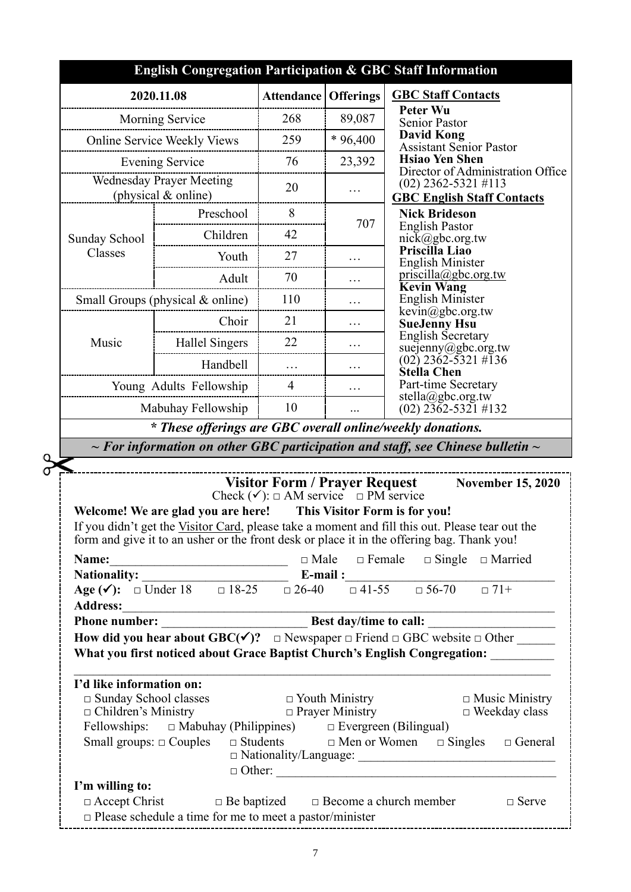## English Congregation Participation & GBC Staff Information

| 2020.11.08 | | Attendance | Offerings |
|---|---|---|---|
| Morning Service | | 268 | 89,087 |
| Online Service Weekly Views | | 259 | * 96,400 |
| Evening Service | | 76 | 23,392 |
| Wednesday Prayer Meeting (physical & online) | | 20 | … |
| Sunday School Classes | Preschool | 8 | 707 |
| | Children | 42 | |
| | Youth | 27 | … |
| | Adult | 70 | … |
| Small Groups (physical & online) | | 110 | … |
| Music | Choir | 21 | … |
| | Hallel Singers | 22 | … |
| | Handbell | … | … |
| Young Adults Fellowship | | 4 | … |
| Mabuhay Fellowship | | 10 | ... |

**GBC Staff Contacts**

**Peter Wu**
Senior Pastor

**David Kong**
Assistant Senior Pastor

**Hsiao Yen Shen**
Director of Administration Office
(02) 2362-5321 #113

**GBC English Staff Contacts**

**Nick Brideson**
English Pastor
nick@gbc.org.tw

**Priscilla Liao**
English Minister
priscilla@gbc.org.tw

**Kevin Wang**
English Minister
kevin@gbc.org.tw

**SueJenny Hsu**
English Secretary
suejenny@gbc.org.tw
(02) 2362-5321 #136

**Stella Chen**
Part-time Secretary
stella@gbc.org.tw
(02) 2362-5321 #132

***\* These offerings are GBC overall online/weekly donations.***

***~ For information on other GBC participation and staff, see Chinese bulletin ~***

---

### Visitor Form / Prayer Request

**November 15, 2020**

Check (✓): □ AM service □ PM service

**Welcome! We are glad you are here! This Visitor Form is for you!**

If you didn't get the Visitor Card, please take a moment and fill this out. Please tear out the form and give it to an usher or the front desk or place it in the offering bag. Thank you!

**Name:**_____________________________ □ Male □ Female □ Single □ Married

**Nationality:** _______________________ **E-mail :**_________________________________

**Age (✓):** □ Under 18 □ 18-25 □ 26-40 □ 41-55 □ 56-70 □ 71+

**Address:**______________________________________________________________________

**Phone number:** _______________________ **Best day/time to call:** ___________________

**How did you hear about GBC(✓)?** □ Newspaper □ Friend □ GBC website □ Other ______

**What you first noticed about Grace Baptist Church's English Congregation:** __________

______________________________________________________________________________

**I'd like information on:**

□ Sunday School classes □ Youth Ministry □ Music Ministry
□ Children's Ministry □ Prayer Ministry □ Weekday class
Fellowships: □ Mabuhay (Philippines) □ Evergreen (Bilingual)
Small groups: □ Couples □ Students □ Men or Women □ Singles □ General
□ Nationality/Language: _______________________________
□ Other: _____________________________________________

**I'm willing to:**

□ Accept Christ □ Be baptized □ Become a church member □ Serve
□ Please schedule a time for me to meet a pastor/minister